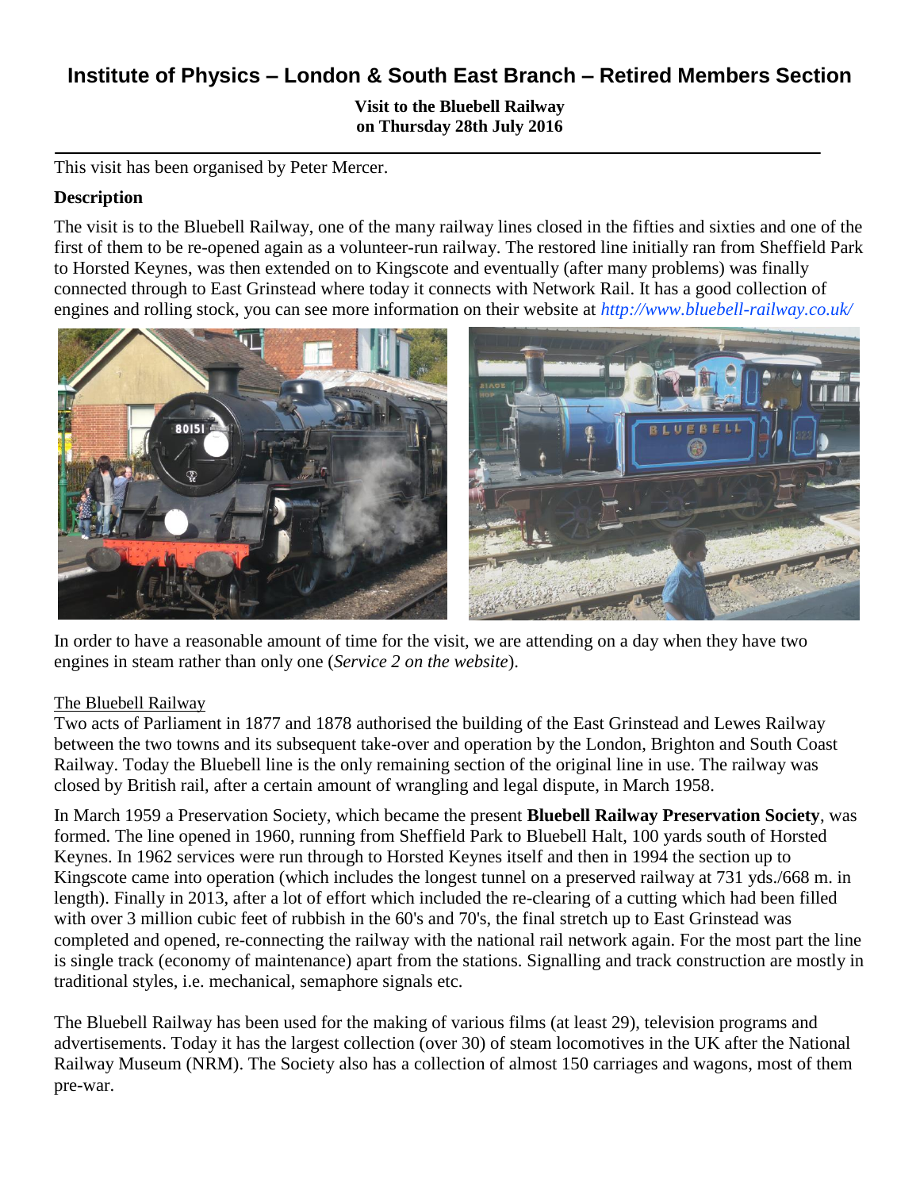# Institute of Physics – London & South East Branch – Retired Members Section

**Visit to the Bluebell Railway**
**on Thursday 28th July 2016**

---

This visit has been organised by Peter Mercer.

### Description

The visit is to the Bluebell Railway, one of the many railway lines closed in the fifties and sixties and one of the first of them to be re-opened again as a volunteer-run railway. The restored line initially ran from Sheffield Park to Horsted Keynes, was then extended on to Kingscote and eventually (after many problems) was finally connected through to East Grinstead where today it connects with Network Rail. It has a good collection of engines and rolling stock, you can see more information on their website at *http://www.bluebell-railway.co.uk/*

In order to have a reasonable amount of time for the visit, we are attending on a day when they have two engines in steam rather than only one (*Service 2 on the website*).

The Bluebell Railway

Two acts of Parliament in 1877 and 1878 authorised the building of the East Grinstead and Lewes Railway between the two towns and its subsequent take-over and operation by the London, Brighton and South Coast Railway. Today the Bluebell line is the only remaining section of the original line in use. The railway was closed by British rail, after a certain amount of wrangling and legal dispute, in March 1958.

In March 1959 a Preservation Society, which became the present **Bluebell Railway Preservation Society**, was formed. The line opened in 1960, running from Sheffield Park to Bluebell Halt, 100 yards south of Horsted Keynes. In 1962 services were run through to Horsted Keynes itself and then in 1994 the section up to Kingscote came into operation (which includes the longest tunnel on a preserved railway at 731 yds./668 m. in length). Finally in 2013, after a lot of effort which included the re-clearing of a cutting which had been filled with over 3 million cubic feet of rubbish in the 60's and 70's, the final stretch up to East Grinstead was completed and opened, re-connecting the railway with the national rail network again. For the most part the line is single track (economy of maintenance) apart from the stations. Signalling and track construction are mostly in traditional styles, i.e. mechanical, semaphore signals etc.

The Bluebell Railway has been used for the making of various films (at least 29), television programs and advertisements. Today it has the largest collection (over 30) of steam locomotives in the UK after the National Railway Museum (NRM). The Society also has a collection of almost 150 carriages and wagons, most of them pre-war.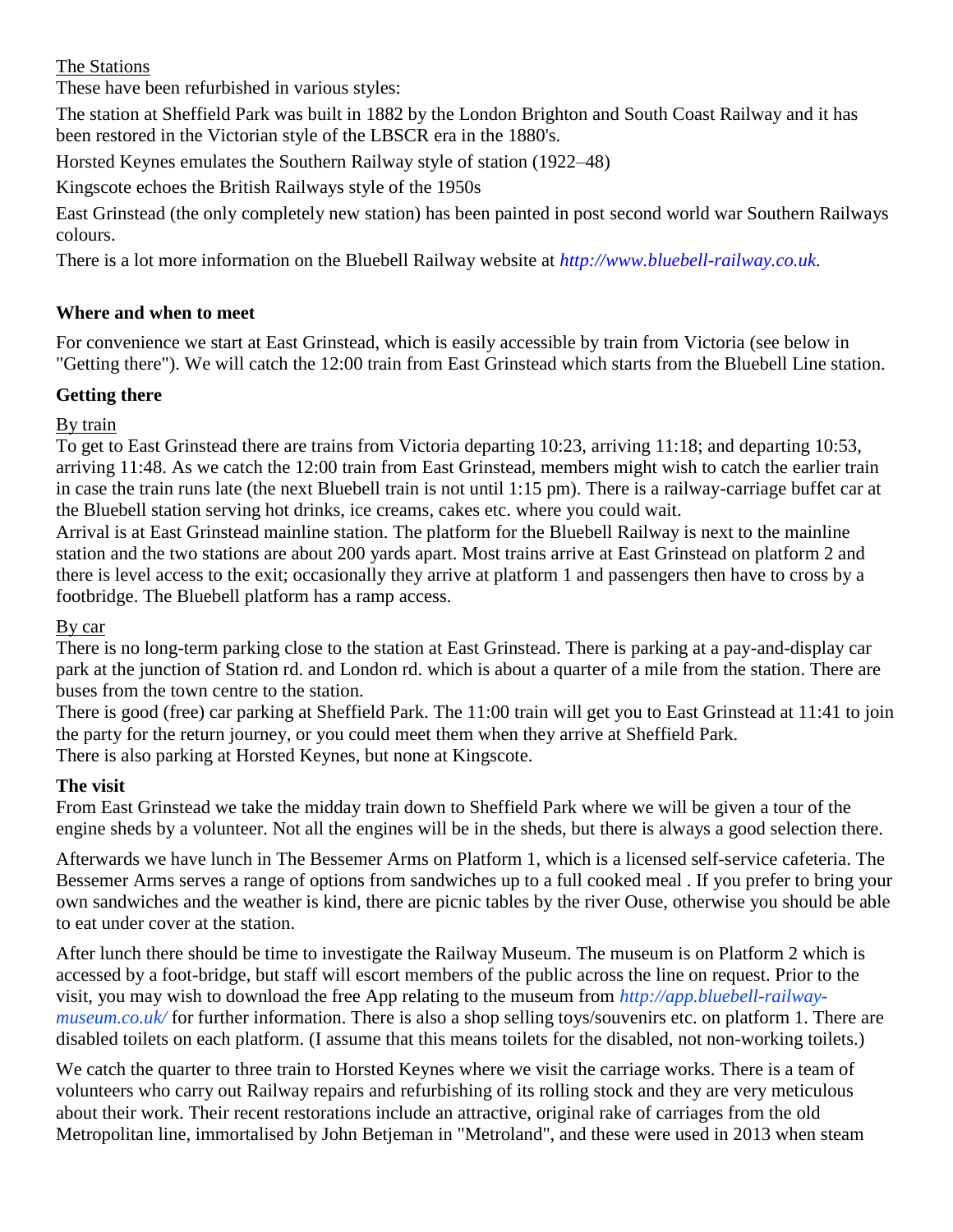The Stations

These have been refurbished in various styles:

The station at Sheffield Park was built in 1882 by the London Brighton and South Coast Railway and it has been restored in the Victorian style of the LBSCR era in the 1880's.

Horsted Keynes emulates the Southern Railway style of station (1922–48)

Kingscote echoes the British Railways style of the 1950s

East Grinstead (the only completely new station) has been painted in post second world war Southern Railways colours.

There is a lot more information on the Bluebell Railway website at *http://www.bluebell-railway.co.uk*.

**Where and when to meet**

For convenience we start at East Grinstead, which is easily accessible by train from Victoria (see below in "Getting there"). We will catch the 12:00 train from East Grinstead which starts from the Bluebell Line station.

**Getting there**

By train

To get to East Grinstead there are trains from Victoria departing 10:23, arriving 11:18; and departing 10:53, arriving 11:48. As we catch the 12:00 train from East Grinstead, members might wish to catch the earlier train in case the train runs late (the next Bluebell train is not until 1:15 pm). There is a railway-carriage buffet car at the Bluebell station serving hot drinks, ice creams, cakes etc. where you could wait.

Arrival is at East Grinstead mainline station. The platform for the Bluebell Railway is next to the mainline station and the two stations are about 200 yards apart. Most trains arrive at East Grinstead on platform 2 and there is level access to the exit; occasionally they arrive at platform 1 and passengers then have to cross by a footbridge. The Bluebell platform has a ramp access.

By car

There is no long-term parking close to the station at East Grinstead. There is parking at a pay-and-display car park at the junction of Station rd. and London rd. which is about a quarter of a mile from the station. There are buses from the town centre to the station.

There is good (free) car parking at Sheffield Park. The 11:00 train will get you to East Grinstead at 11:41 to join the party for the return journey, or you could meet them when they arrive at Sheffield Park.

There is also parking at Horsted Keynes, but none at Kingscote.

**The visit**

From East Grinstead we take the midday train down to Sheffield Park where we will be given a tour of the engine sheds by a volunteer. Not all the engines will be in the sheds, but there is always a good selection there.

Afterwards we have lunch in The Bessemer Arms on Platform 1, which is a licensed self-service cafeteria. The Bessemer Arms serves a range of options from sandwiches up to a full cooked meal . If you prefer to bring your own sandwiches and the weather is kind, there are picnic tables by the river Ouse, otherwise you should be able to eat under cover at the station.

After lunch there should be time to investigate the Railway Museum. The museum is on Platform 2 which is accessed by a foot-bridge, but staff will escort members of the public across the line on request. Prior to the visit, you may wish to download the free App relating to the museum from *http://app.bluebell-railway-museum.co.uk/* for further information. There is also a shop selling toys/souvenirs etc. on platform 1. There are disabled toilets on each platform. (I assume that this means toilets for the disabled, not non-working toilets.)

We catch the quarter to three train to Horsted Keynes where we visit the carriage works. There is a team of volunteers who carry out Railway repairs and refurbishing of its rolling stock and they are very meticulous about their work. Their recent restorations include an attractive, original rake of carriages from the old Metropolitan line, immortalised by John Betjeman in "Metroland", and these were used in 2013 when steam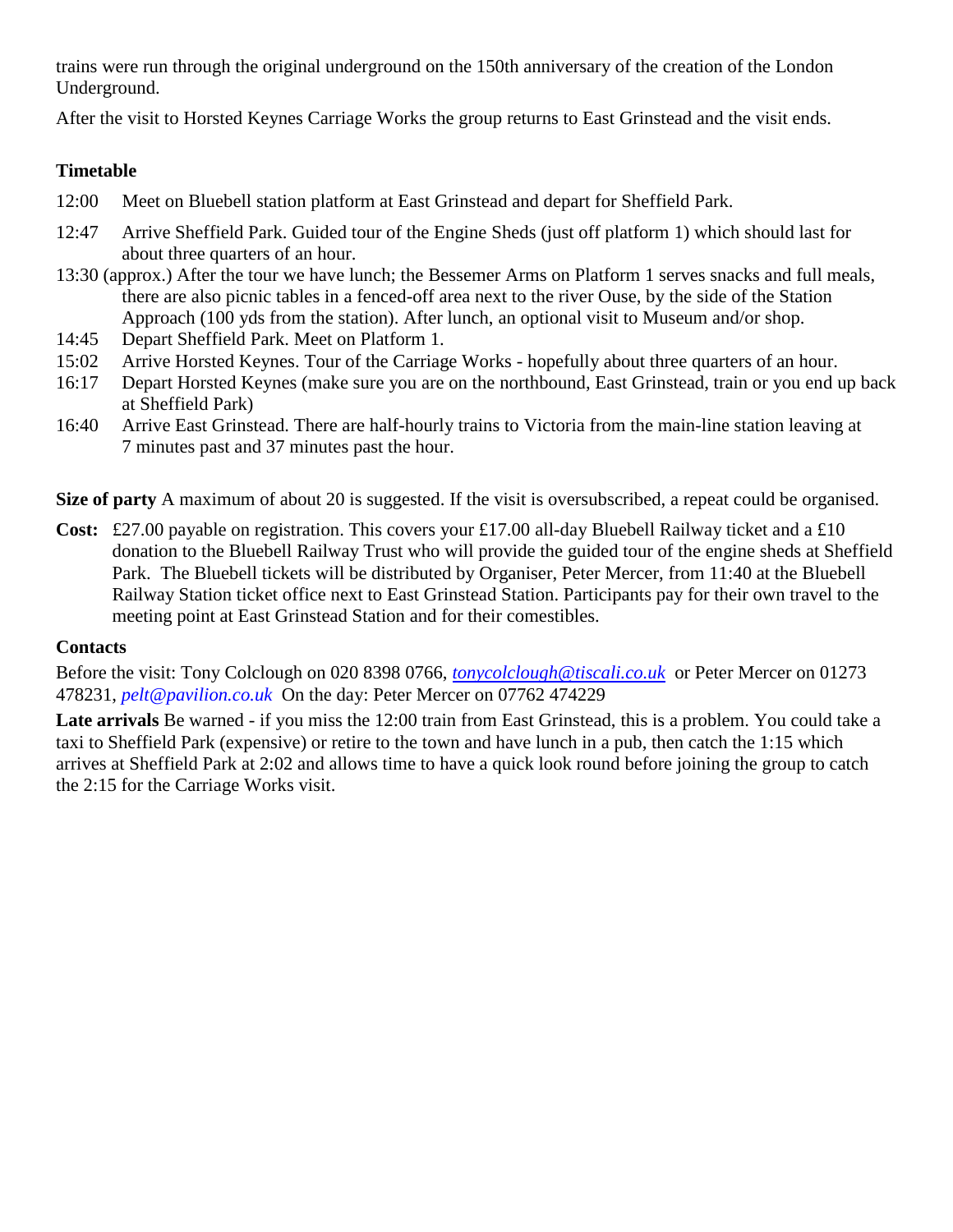trains were run through the original underground on the 150th anniversary of the creation of the London Underground.

After the visit to Horsted Keynes Carriage Works the group returns to East Grinstead and the visit ends.

### Timetable

- 12:00 Meet on Bluebell station platform at East Grinstead and depart for Sheffield Park.
- 12:47 Arrive Sheffield Park. Guided tour of the Engine Sheds (just off platform 1) which should last for about three quarters of an hour.
- 13:30 (approx.) After the tour we have lunch; the Bessemer Arms on Platform 1 serves snacks and full meals, there are also picnic tables in a fenced-off area next to the river Ouse, by the side of the Station Approach (100 yds from the station). After lunch, an optional visit to Museum and/or shop.
- 14:45 Depart Sheffield Park. Meet on Platform 1.
- 15:02 Arrive Horsted Keynes. Tour of the Carriage Works - hopefully about three quarters of an hour.
- 16:17 Depart Horsted Keynes (make sure you are on the northbound, East Grinstead, train or you end up back at Sheffield Park)
- 16:40 Arrive East Grinstead. There are half-hourly trains to Victoria from the main-line station leaving at 7 minutes past and 37 minutes past the hour.

**Size of party** A maximum of about 20 is suggested. If the visit is oversubscribed, a repeat could be organised.

**Cost:** £27.00 payable on registration. This covers your £17.00 all-day Bluebell Railway ticket and a £10 donation to the Bluebell Railway Trust who will provide the guided tour of the engine sheds at Sheffield Park. The Bluebell tickets will be distributed by Organiser, Peter Mercer, from 11:40 at the Bluebell Railway Station ticket office next to East Grinstead Station. Participants pay for their own travel to the meeting point at East Grinstead Station and for their comestibles.

### Contacts

Before the visit: Tony Colclough on 020 8398 0766, *tonycolclough@tiscali.co.uk* or Peter Mercer on 01273 478231, *pelt@pavilion.co.uk* On the day: Peter Mercer on 07762 474229

**Late arrivals** Be warned - if you miss the 12:00 train from East Grinstead, this is a problem. You could take a taxi to Sheffield Park (expensive) or retire to the town and have lunch in a pub, then catch the 1:15 which arrives at Sheffield Park at 2:02 and allows time to have a quick look round before joining the group to catch the 2:15 for the Carriage Works visit.